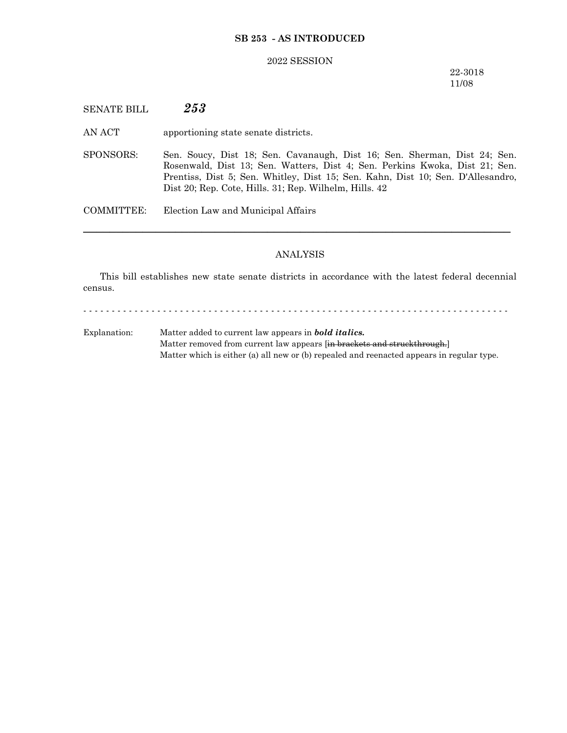**SB 253 - AS INTRODUCED**

2022 SESSION

22-3018
11/08

SENATE BILL ***253***

AN ACT apportioning state senate districts.

SPONSORS: Sen. Soucy, Dist 18; Sen. Cavanaugh, Dist 16; Sen. Sherman, Dist 24; Sen. Rosenwald, Dist 13; Sen. Watters, Dist 4; Sen. Perkins Kwoka, Dist 21; Sen. Prentiss, Dist 5; Sen. Whitley, Dist 15; Sen. Kahn, Dist 10; Sen. D'Allesandro, Dist 20; Rep. Cote, Hills. 31; Rep. Wilhelm, Hills. 42

COMMITTEE: Election Law and Municipal Affairs

---

ANALYSIS

This bill establishes new state senate districts in accordance with the latest federal decennial census.

- - - - - - - - - - - - - - - - - - - - - - - - - - - - - - - - - - - - - - - - - - - - - - - - - - - - - - - - - - - - - - - - - - - - - - - - - - - -

Explanation: Matter added to current law appears in ***bold italics.***
Matter removed from current law appears [~~in brackets and struckthrough.~~]
Matter which is either (a) all new or (b) repealed and reenacted appears in regular type.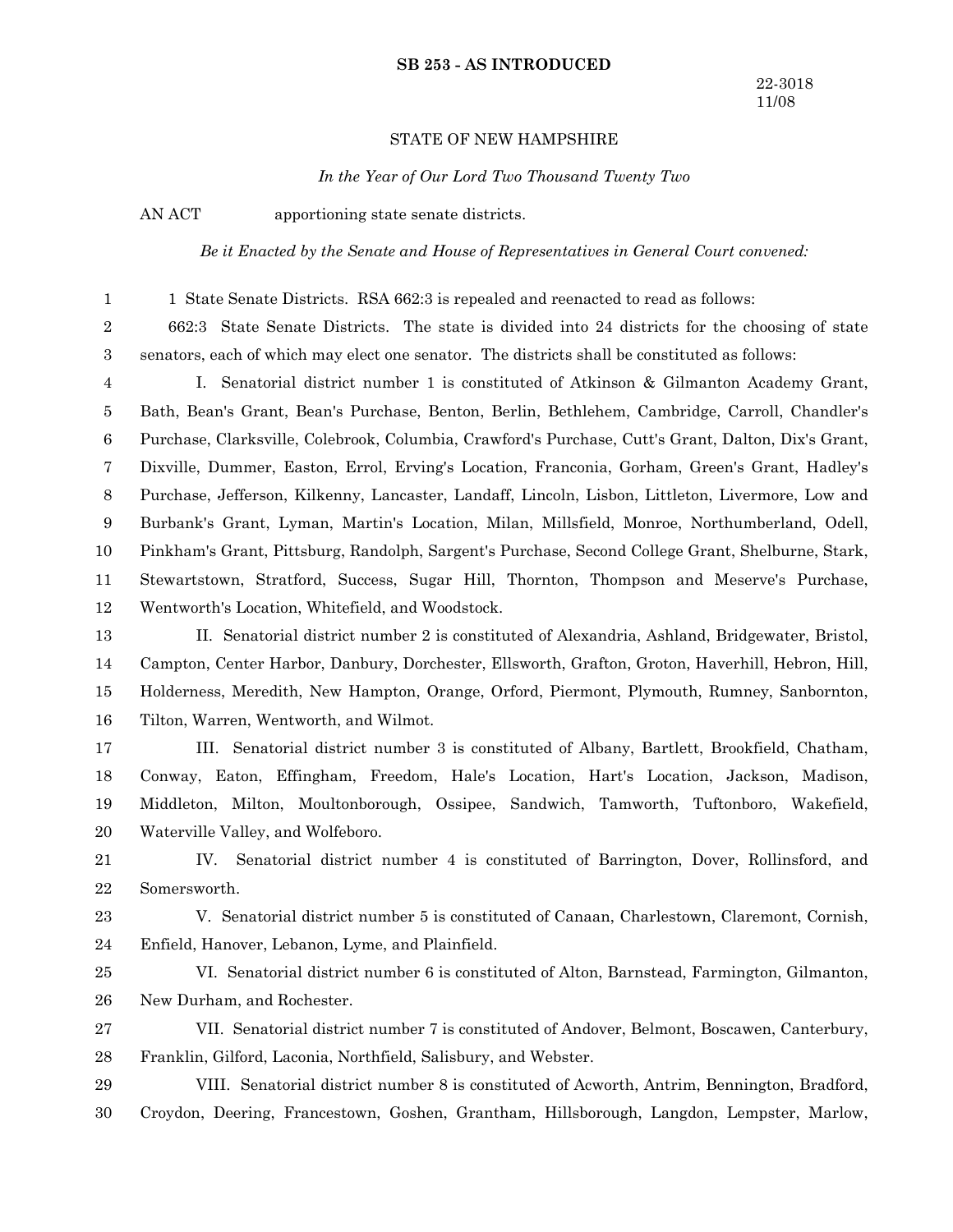**SB 253 - AS INTRODUCED**

22-3018
11/08

STATE OF NEW HAMPSHIRE

*In the Year of Our Lord Two Thousand Twenty Two*

AN ACT apportioning state senate districts.

*Be it Enacted by the Senate and House of Representatives in General Court convened:*

1 State Senate Districts. RSA 662:3 is repealed and reenacted to read as follows:

662:3 State Senate Districts. The state is divided into 24 districts for the choosing of state senators, each of which may elect one senator. The districts shall be constituted as follows:

I. Senatorial district number 1 is constituted of Atkinson & Gilmanton Academy Grant, Bath, Bean's Grant, Bean's Purchase, Benton, Berlin, Bethlehem, Cambridge, Carroll, Chandler's Purchase, Clarksville, Colebrook, Columbia, Crawford's Purchase, Cutt's Grant, Dalton, Dix's Grant, Dixville, Dummer, Easton, Errol, Erving's Location, Franconia, Gorham, Green's Grant, Hadley's Purchase, Jefferson, Kilkenny, Lancaster, Landaff, Lincoln, Lisbon, Littleton, Livermore, Low and Burbank's Grant, Lyman, Martin's Location, Milan, Millsfield, Monroe, Northumberland, Odell, Pinkham's Grant, Pittsburg, Randolph, Sargent's Purchase, Second College Grant, Shelburne, Stark, Stewartstown, Stratford, Success, Sugar Hill, Thornton, Thompson and Meserve's Purchase, Wentworth's Location, Whitefield, and Woodstock.

II. Senatorial district number 2 is constituted of Alexandria, Ashland, Bridgewater, Bristol, Campton, Center Harbor, Danbury, Dorchester, Ellsworth, Grafton, Groton, Haverhill, Hebron, Hill, Holderness, Meredith, New Hampton, Orange, Orford, Piermont, Plymouth, Rumney, Sanbornton, Tilton, Warren, Wentworth, and Wilmot.

III. Senatorial district number 3 is constituted of Albany, Bartlett, Brookfield, Chatham, Conway, Eaton, Effingham, Freedom, Hale's Location, Hart's Location, Jackson, Madison, Middleton, Milton, Moultonborough, Ossipee, Sandwich, Tamworth, Tuftonboro, Wakefield, Waterville Valley, and Wolfeboro.

IV. Senatorial district number 4 is constituted of Barrington, Dover, Rollinsford, and Somersworth.

V. Senatorial district number 5 is constituted of Canaan, Charlestown, Claremont, Cornish, Enfield, Hanover, Lebanon, Lyme, and Plainfield.

VI. Senatorial district number 6 is constituted of Alton, Barnstead, Farmington, Gilmanton, New Durham, and Rochester.

VII. Senatorial district number 7 is constituted of Andover, Belmont, Boscawen, Canterbury, Franklin, Gilford, Laconia, Northfield, Salisbury, and Webster.

VIII. Senatorial district number 8 is constituted of Acworth, Antrim, Bennington, Bradford, Croydon, Deering, Francestown, Goshen, Grantham, Hillsborough, Langdon, Lempster, Marlow,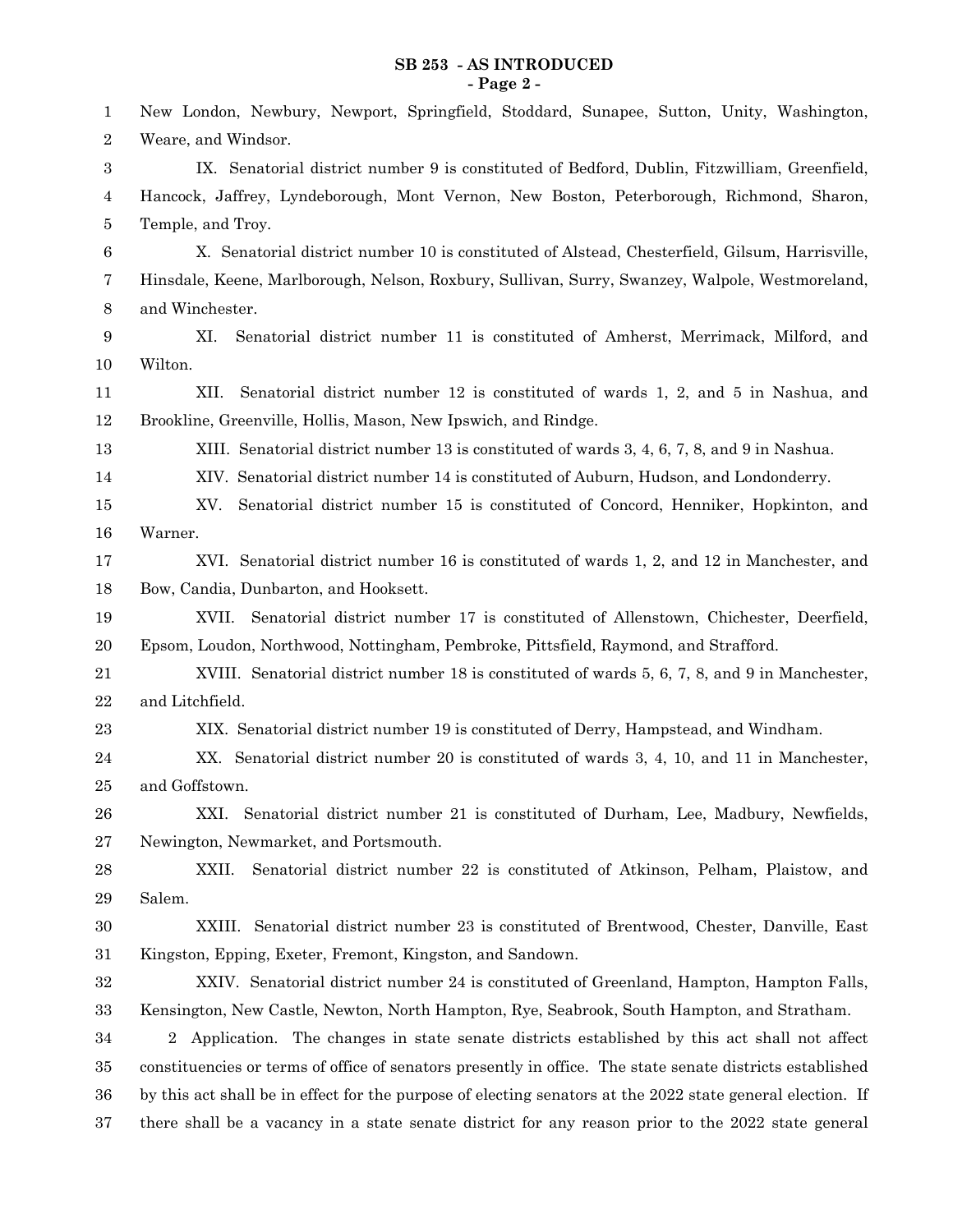New London, Newbury, Newport, Springfield, Stoddard, Sunapee, Sutton, Unity, Washington, Weare, and Windsor.

IX. Senatorial district number 9 is constituted of Bedford, Dublin, Fitzwilliam, Greenfield, Hancock, Jaffrey, Lyndeborough, Mont Vernon, New Boston, Peterborough, Richmond, Sharon, Temple, and Troy.

X. Senatorial district number 10 is constituted of Alstead, Chesterfield, Gilsum, Harrisville, Hinsdale, Keene, Marlborough, Nelson, Roxbury, Sullivan, Surry, Swanzey, Walpole, Westmoreland, and Winchester.

XI. Senatorial district number 11 is constituted of Amherst, Merrimack, Milford, and Wilton.

XII. Senatorial district number 12 is constituted of wards 1, 2, and 5 in Nashua, and Brookline, Greenville, Hollis, Mason, New Ipswich, and Rindge.

XIII. Senatorial district number 13 is constituted of wards 3, 4, 6, 7, 8, and 9 in Nashua.

XIV. Senatorial district number 14 is constituted of Auburn, Hudson, and Londonderry.

XV. Senatorial district number 15 is constituted of Concord, Henniker, Hopkinton, and Warner.

XVI. Senatorial district number 16 is constituted of wards 1, 2, and 12 in Manchester, and Bow, Candia, Dunbarton, and Hooksett.

XVII. Senatorial district number 17 is constituted of Allenstown, Chichester, Deerfield, Epsom, Loudon, Northwood, Nottingham, Pembroke, Pittsfield, Raymond, and Strafford.

XVIII. Senatorial district number 18 is constituted of wards 5, 6, 7, 8, and 9 in Manchester, and Litchfield.

XIX. Senatorial district number 19 is constituted of Derry, Hampstead, and Windham.

XX. Senatorial district number 20 is constituted of wards 3, 4, 10, and 11 in Manchester, and Goffstown.

XXI. Senatorial district number 21 is constituted of Durham, Lee, Madbury, Newfields, Newington, Newmarket, and Portsmouth.

XXII. Senatorial district number 22 is constituted of Atkinson, Pelham, Plaistow, and Salem.

XXIII. Senatorial district number 23 is constituted of Brentwood, Chester, Danville, East Kingston, Epping, Exeter, Fremont, Kingston, and Sandown.

XXIV. Senatorial district number 24 is constituted of Greenland, Hampton, Hampton Falls, Kensington, New Castle, Newton, North Hampton, Rye, Seabrook, South Hampton, and Stratham.

2 Application. The changes in state senate districts established by this act shall not affect constituencies or terms of office of senators presently in office. The state senate districts established by this act shall be in effect for the purpose of electing senators at the 2022 state general election. If there shall be a vacancy in a state senate district for any reason prior to the 2022 state general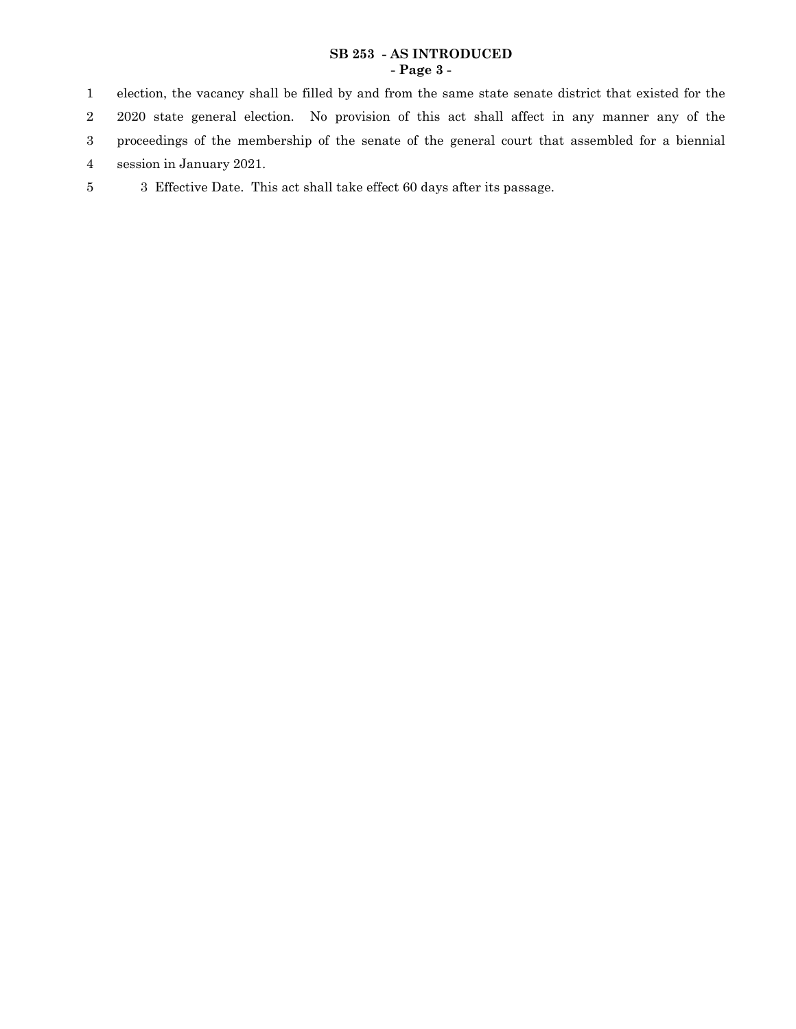election, the vacancy shall be filled by and from the same state senate district that existed for the 2020 state general election. No provision of this act shall affect in any manner any of the proceedings of the membership of the senate of the general court that assembled for a biennial session in January 2021.

3 Effective Date. This act shall take effect 60 days after its passage.